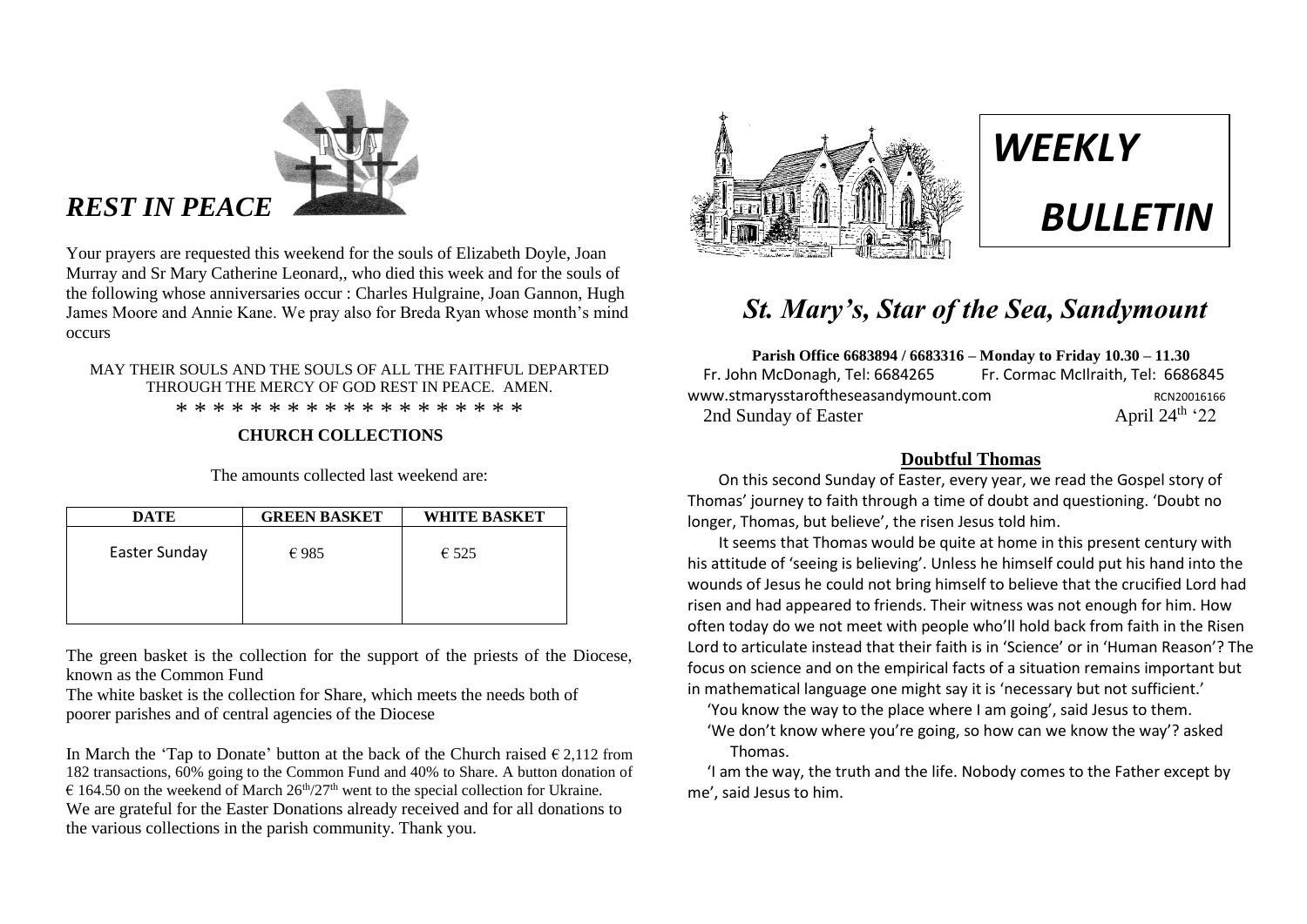## *REST IN PEACE*

Your prayers are requested this weekend for the souls of Elizabeth Doyle, Joan Murray and Sr Mary Catherine Leonard,, who died this week and for the souls of the following whose anniversaries occur : Charles Hulgraine, Joan Gannon, Hugh James Moore and Annie Kane. We pray also for Breda Ryan whose month's mind occurs

MAY THEIR SOULS AND THE SOULS OF ALL THE FAITHFUL DEPARTED THROUGH THE MERCY OF GOD REST IN PEACE. AMEN.

* * * * * * * * * * * * * * * * * * *

### CHURCH COLLECTIONS

The amounts collected last weekend are:

| DATE | GREEN BASKET | WHITE BASKET |
|---|---|---|
| Easter Sunday | € 985 | € 525 |

The green basket is the collection for the support of the priests of the Diocese, known as the Common Fund

The white basket is the collection for Share, which meets the needs both of poorer parishes and of central agencies of the Diocese

In March the 'Tap to Donate' button at the back of the Church raised € 2,112 from 182 transactions, 60% going to the Common Fund and 40% to Share. A button donation of € 164.50 on the weekend of March 26th/27th went to the special collection for Ukraine. We are grateful for the Easter Donations already received and for all donations to the various collections in the parish community. Thank you.

# *WEEKLY BULLETIN*

# *St. Mary's, Star of the Sea, Sandymount*

**Parish Office 6683894 / 6683316 – Monday to Friday 10.30 – 11.30**

Fr. John McDonagh, Tel: 6684265 Fr. Cormac McIlraith, Tel: 6686845

www.stmarysstaroftheseasandymount.com RCN20016166

2nd Sunday of Easter April 24th '22

### Doubtful Thomas

On this second Sunday of Easter, every year, we read the Gospel story of Thomas' journey to faith through a time of doubt and questioning. 'Doubt no longer, Thomas, but believe', the risen Jesus told him.

It seems that Thomas would be quite at home in this present century with his attitude of 'seeing is believing'. Unless he himself could put his hand into the wounds of Jesus he could not bring himself to believe that the crucified Lord had risen and had appeared to friends. Their witness was not enough for him. How often today do we not meet with people who'll hold back from faith in the Risen Lord to articulate instead that their faith is in 'Science' or in 'Human Reason'? The focus on science and on the empirical facts of a situation remains important but in mathematical language one might say it is 'necessary but not sufficient.'

'You know the way to the place where I am going', said Jesus to them.

'We don't know where you're going, so how can we know the way'? asked Thomas.

'I am the way, the truth and the life. Nobody comes to the Father except by me', said Jesus to him.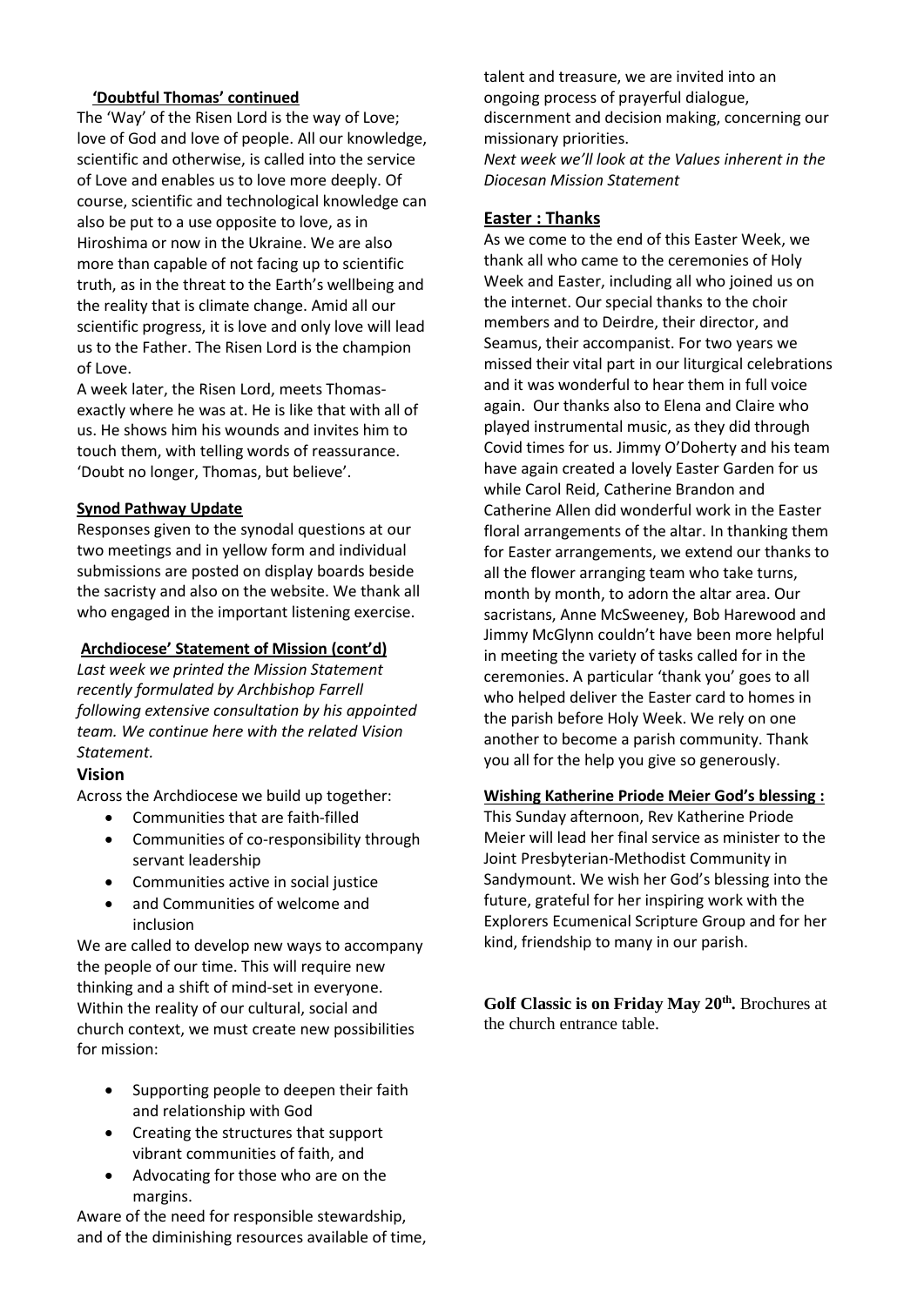**'Doubtful Thomas' continued**

The 'Way' of the Risen Lord is the way of Love; love of God and love of people. All our knowledge, scientific and otherwise, is called into the service of Love and enables us to love more deeply. Of course, scientific and technological knowledge can also be put to a use opposite to love, as in Hiroshima or now in the Ukraine. We are also more than capable of not facing up to scientific truth, as in the threat to the Earth's wellbeing and the reality that is climate change. Amid all our scientific progress, it is love and only love will lead us to the Father. The Risen Lord is the champion of Love.

A week later, the Risen Lord, meets Thomas- exactly where he was at. He is like that with all of us. He shows him his wounds and invites him to touch them, with telling words of reassurance. 'Doubt no longer, Thomas, but believe'.

**Synod Pathway Update**

Responses given to the synodal questions at our two meetings and in yellow form and individual submissions are posted on display boards beside the sacristy and also on the website. We thank all who engaged in the important listening exercise.

**Archdiocese' Statement of Mission (cont'd)**

*Last week we printed the Mission Statement recently formulated by Archbishop Farrell following extensive consultation by his appointed team. We continue here with the related Vision Statement.*

**Vision**

Across the Archdiocese we build up together:

- Communities that are faith-filled
- Communities of co-responsibility through servant leadership
- Communities active in social justice
- and Communities of welcome and inclusion

We are called to develop new ways to accompany the people of our time. This will require new thinking and a shift of mind-set in everyone. Within the reality of our cultural, social and church context, we must create new possibilities for mission:

- Supporting people to deepen their faith and relationship with God
- Creating the structures that support vibrant communities of faith, and
- Advocating for those who are on the margins.

Aware of the need for responsible stewardship, and of the diminishing resources available of time, talent and treasure, we are invited into an ongoing process of prayerful dialogue, discernment and decision making, concerning our missionary priorities.

*Next week we'll look at the Values inherent in the Diocesan Mission Statement*

**Easter : Thanks**

As we come to the end of this Easter Week, we thank all who came to the ceremonies of Holy Week and Easter, including all who joined us on the internet. Our special thanks to the choir members and to Deirdre, their director, and Seamus, their accompanist. For two years we missed their vital part in our liturgical celebrations and it was wonderful to hear them in full voice again. Our thanks also to Elena and Claire who played instrumental music, as they did through Covid times for us. Jimmy O'Doherty and his team have again created a lovely Easter Garden for us while Carol Reid, Catherine Brandon and Catherine Allen did wonderful work in the Easter floral arrangements of the altar. In thanking them for Easter arrangements, we extend our thanks to all the flower arranging team who take turns, month by month, to adorn the altar area. Our sacristans, Anne McSweeney, Bob Harewood and Jimmy McGlynn couldn't have been more helpful in meeting the variety of tasks called for in the ceremonies. A particular 'thank you' goes to all who helped deliver the Easter card to homes in the parish before Holy Week. We rely on one another to become a parish community. Thank you all for the help you give so generously.

**Wishing Katherine Priode Meier God's blessing :**

This Sunday afternoon, Rev Katherine Priode Meier will lead her final service as minister to the Joint Presbyterian-Methodist Community in Sandymount. We wish her God's blessing into the future, grateful for her inspiring work with the Explorers Ecumenical Scripture Group and for her kind, friendship to many in our parish.

**Golf Classic is on Friday May 20th.** Brochures at the church entrance table.